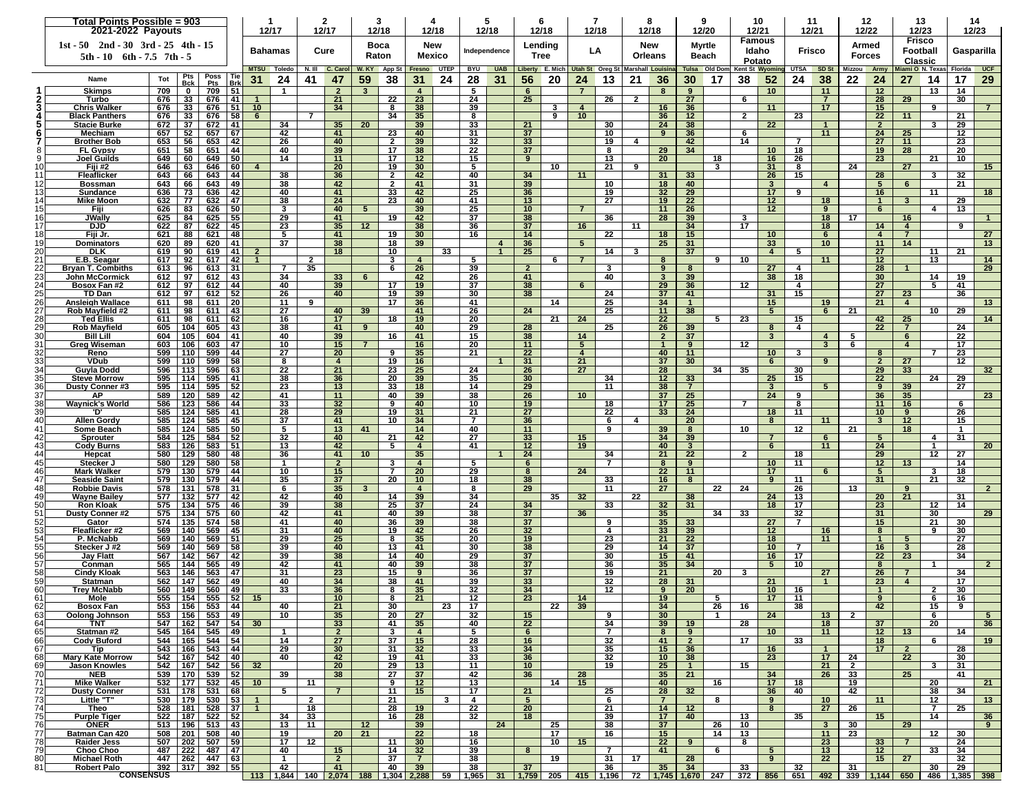**Total Points Possible = 903**

**2021-2022 Payouts**

1st - 50 2nd - 30 3rd - 25 4th - 15
5th - 10 6th - 7.5 7th - 5

| | | | | | | 1 | | 2 | | 3 | | 4 | | 5 | | 6 | | 7 | | 8 | | 9 | | 10 | | 11 | | 12 | | 13 | | 14 | |
|---|---|---|---|---|---|---|---|---|---|---|---|---|---|---|---|---|---|---|---|---|---|---|---|---|---|---|---|---|---|---|---|---|---|
| | | | | | | 12/17 | | 12/17 | | 12/18 | | 12/18 | | 12/18 | | 12/18 | | 12/18 | | 12/18 | | 12/20 | | 12/21 | | 12/21 | | 12/22 | | 12/23 | | 12/23 | |
| | | | | | | Bahamas | | Cure | | Boca Raton | | New Mexico | | Independence | | Lending Tree | | LA | | New Orleans | | Myrtle Beach | | Famous Idaho Potato | | Frisco | | Armed Forces | | Frisco Football Classic | | Gasparilla | |
| | | | | | | MTSU | Toledo | N. Ill | C. Carol | W. KY | App St | Fresno | UTEP | BYU | UAB | Liberty | E. Mich | Utah St | Oreg St | Marshall | Louisiana | Tulsa | Old Dom | Kent St | Wyoming | UTSA | SD St | Mizzou | Army | Miami O | N. Texas | Florida | UCF |
| | Name | Tot | Pts Bck | Poss Pts | Tie Brk | 31 | 24 | 41 | 47 | 59 | 38 | 31 | 24 | 28 | 31 | 56 | 20 | 24 | 13 | 21 | 36 | 30 | 17 | 38 | 52 | 24 | 38 | 22 | 24 | 27 | 14 | 17 | 29 |
| 1 | Skimps | 709 | 0 | 709 | 51 | | 1 | | 2 | 3 | | 4 | | 5 | | 6 | | 7 | | | 8 | 9 | | | 10 | | 11 | | 12 | | 13 | 14 | |
| 2 | Turbo | 676 | 33 | 676 | 41 | 1 | | | 21 | | 22 | 23 | | 24 | | 25 | | | 26 | 2 | | 27 | | 6 | | | 7 | | 28 | 29 | | 30 | |
| 3 | Chris Walker | 676 | 33 | 676 | 51 | 10 | | | 34 | | 8 | 38 | | 39 | | | 3 | 4 | | | 16 | 36 | | | 11 | | 17 | | 15 | | 9 | | 7 |
| 4 | Black Panthers | 676 | 33 | 676 | 58 | 6 | | 7 | | | 34 | 35 | | 8 | | | 9 | 10 | | | 36 | 12 | | 2 | | 23 | | | 22 | 11 | | 21 | |
| 5 | Stacie Burke | 672 | 37 | 672 | 41 | | 34 | | 35 | 20 | | 39 | | 33 | | 21 | | | 30 | | 24 | 38 | | | 22 | | 1 | | 2 | | 3 | 29 | |
| 6 | Mechiam | 657 | 52 | 657 | 67 | | 42 | | 41 | | 23 | 40 | | 31 | | 37 | | | 10 | | 9 | 36 | | 6 | | | 11 | | 24 | 25 | | 12 | |
| 7 | Brother Bob | 653 | 56 | 653 | 42 | | 26 | | 40 | | 2 | 39 | | 32 | | 33 | | | 19 | 4 | | 42 | | 14 | | 7 | | | 27 | 11 | | 23 | |
| 8 | FL Gypsy | 651 | 58 | 651 | 44 | | 40 | | 39 | | 17 | 38 | | 22 | | 37 | | | 8 | | 29 | 34 | | | 10 | 18 | | | 19 | 28 | | 20 | |
| 9 | Joel Guilds | 649 | 60 | 649 | 50 | | 14 | | 11 | | 17 | 12 | | 15 | | 9 | | | 13 | | 20 | | 18 | | 16 | 26 | | | 23 | | 21 | 10 | |
| 10 | Fiji #2 | 646 | 63 | 646 | 60 | 4 | | | 20 | | 19 | 30 | | 5 | | | 10 | | 21 | 9 | | | 3 | | 31 | 8 | | 24 | | 27 | | | 15 |
| 11 | Fleaflicker | 643 | 66 | 643 | 44 | | 38 | | 36 | | 2 | 42 | | 40 | | 34 | | 11 | | | 31 | 33 | | | 26 | 15 | | | 28 | | 3 | 32 | |
| 12 | Bossman | 643 | 66 | 643 | 49 | | 38 | | 42 | | 2 | 41 | | 31 | | 39 | | | 10 | | 18 | 40 | | | 3 | | 4 | | 5 | 6 | | 21 | |
| 13 | Sundance | 636 | 73 | 636 | 42 | | 40 | | 41 | | 33 | 42 | | 25 | | 36 | | | 19 | | 32 | 29 | | | 17 | 9 | | | 16 | | 11 | | 18 |
| 14 | Mike Moon | 632 | 77 | 632 | 47 | | 38 | | 24 | | 23 | 40 | | 41 | | 13 | | | 27 | | 19 | 22 | | | 12 | | 18 | | 1 | 3 | | 29 | |
| 15 | Fiji | 626 | 83 | 626 | 50 | | 3 | | 40 | 5 | | 39 | | 25 | | 10 | | 7 | | | 11 | 26 | | | 12 | | 9 | | 6 | | 4 | 13 | |
| 16 | JWally | 625 | 84 | 625 | 55 | | 29 | | 41 | | 19 | 42 | | 37 | | 38 | | | 36 | | 28 | 39 | | 3 | | | 18 | 17 | | 16 | | | 1 |
| 17 | DJD | 622 | 87 | 622 | 45 | | 23 | | 35 | 12 | | 38 | | 36 | | 37 | | 16 | | 11 | | 34 | | 17 | | | 18 | | 14 | 4 | | 9 | |
| 18 | Fiji Jr. | 621 | 88 | 621 | 48 | | 5 | | 41 | | 19 | 30 | | 16 | | 14 | | | 22 | | 18 | 15 | | | 10 | | 6 | | 4 | 7 | | | 27 |
| 19 | Dominators | 620 | 89 | 620 | 41 | | 37 | | 38 | | 18 | 39 | | | 4 | 36 | | 5 | | | 25 | 31 | | | 33 | | 10 | | 11 | 14 | | | 13 |
| 20 | DLK | 619 | 90 | 619 | 41 | 2 | | | 18 | | 10 | | 33 | | 1 | 25 | | | 14 | 3 | | 37 | | | 4 | 5 | | | 27 | | 11 | 21 | |
| 21 | E.B. Seagar | 617 | 92 | 617 | 42 | 1 | | 2 | | | 3 | 4 | | 5 | | | 6 | 7 | | | 8 | | 9 | 10 | | | 11 | | 12 | | 13 | | 14 |
| 22 | Bryan T. Combiths | 613 | 96 | 613 | 31 | | 7 | 35 | | | 6 | 26 | | 39 | | 2 | | | 3 | | 9 | 8 | | | 27 | 4 | | | 28 | 1 | | | 29 |
| 23 | John McCormick | 612 | 97 | 612 | 43 | | 34 | | 33 | 6 | | 42 | | 26 | | 41 | | | 40 | | 3 | 39 | | | 38 | 18 | | | 30 | | 14 | 19 | |
| 24 | Bosox Fan #2 | 612 | 97 | 612 | 44 | | 40 | | 39 | | 17 | 19 | | 37 | | 38 | | 6 | | | 29 | 36 | | 12 | | 4 | | | 27 | | 5 | 41 | |
| 25 | TD Dan | 612 | 97 | 612 | 52 | | 26 | | 40 | | 19 | 39 | | 30 | | 38 | | | 24 | | 37 | 41 | | | 31 | 15 | | | 27 | 23 | | 36 | |
| 26 | Ansleigh Wallace | 611 | 98 | 611 | 20 | | 11 | 9 | | | 17 | 36 | | 41 | | | 14 | | 25 | | 34 | 1 | | | 15 | | 19 | | 21 | 4 | | | 13 |
| 27 | Rob Mayfield #2 | 611 | 98 | 611 | 43 | | 27 | | 40 | 39 | | 41 | | 26 | | 24 | | | 25 | | 11 | 38 | | | 5 | | 6 | 21 | | | 10 | 29 | |
| 28 | Ted Ellis | 611 | 98 | 611 | 62 | | 16 | | 17 | | 18 | 19 | | 20 | | | 21 | 24 | | | 22 | | 5 | 23 | | 15 | | | 42 | 25 | | | 14 |
| 29 | Rob Mayfield | 605 | 104 | 605 | 43 | | 38 | | 41 | 9 | | 40 | | 29 | | 28 | | | 25 | | 26 | 39 | | | 8 | 4 | | | 22 | 7 | | 24 | |
| 30 | Bill Lill | 604 | 105 | 604 | 41 | | 40 | | 39 | | 16 | 41 | | 15 | | 38 | | 14 | | | 2 | 37 | | | 3 | | 4 | 5 | | 6 | | 22 | |
| 31 | Greg Wiseman | 603 | 106 | 603 | 47 | | 10 | | 15 | 7 | | 16 | | 20 | | 11 | | 5 | | | 1 | 9 | | 12 | | | 3 | 6 | | 4 | | 17 | |
| 32 | Reno | 599 | 110 | 599 | 44 | | 27 | | 20 | | 9 | 35 | | 21 | | 22 | | 4 | | | 40 | 11 | | | 10 | 3 | | | 8 | | 7 | 23 | |
| 33 | VDub | 599 | 110 | 599 | 58 | | 8 | | 4 | | 19 | 16 | | | 1 | 31 | | 21 | | | 37 | 30 | | | 6 | | 9 | | 2 | 27 | | 12 | |
| 34 | Guyla Dodd | 596 | 113 | 596 | 63 | | 22 | | 21 | | 23 | 25 | | 24 | | 26 | | 27 | | | 28 | | 34 | 35 | | 30 | | | 29 | 33 | | | 32 |
| 35 | Steve Morrow | 595 | 114 | 595 | 41 | | 38 | | 36 | | 20 | 39 | | 35 | | 30 | | | 34 | | 12 | 33 | | | 25 | 15 | | | 22 | | 24 | 29 | |
| 36 | Dusty Conner #3 | 595 | 114 | 595 | 52 | | 23 | | 13 | | 33 | 18 | | 14 | | 29 | | | 11 | | 38 | 7 | | | 3 | | 5 | | 9 | 39 | | 27 | |
| 37 | AP | 589 | 120 | 589 | 42 | | 41 | | 11 | | 40 | 39 | | 38 | | 26 | | 10 | | | 37 | 25 | | | 24 | 9 | | | 36 | 35 | | | 23 |
| 38 | Waynick's World | 586 | 123 | 586 | 44 | | 33 | | 32 | | 9 | 40 | | 10 | | 19 | | | 18 | | 17 | 25 | | 7 | | 8 | | | 11 | 16 | | 6 | |
| 39 | 'D' | 585 | 124 | 585 | 41 | | 28 | | 29 | | 19 | 31 | | 21 | | 27 | | | 22 | | 33 | 24 | | | 18 | 11 | | | 10 | 9 | | 26 | |
| 40 | Allen Gordy | 585 | 124 | 585 | 45 | | 37 | | 41 | | 10 | 34 | | 7 | | 36 | | | 6 | 4 | | 20 | | | 8 | | 11 | | 3 | 12 | | 15 | |
| 41 | Some Beach | 585 | 124 | 585 | 50 | | 5 | | 13 | 41 | | 14 | | 40 | | 11 | | | 9 | | 39 | 8 | | 10 | | 12 | | 21 | | 18 | | 1 | |
| 42 | Sprouter | 584 | 125 | 584 | 52 | | 32 | | 40 | | 21 | 42 | | 27 | | 33 | | 15 | | | 34 | 39 | | | 7 | | 6 | | 5 | | 4 | 31 | |
| 43 | Cody Burns | 583 | 126 | 583 | 51 | | 13 | | 42 | | 5 | 4 | | 41 | | 12 | | 19 | | | 40 | 3 | | | 6 | | 11 | | 24 | | 1 | | 20 |
| 44 | Hepcat | 580 | 129 | 580 | 48 | | 36 | | 41 | 10 | | 35 | | | 1 | 24 | | | 34 | | 21 | 22 | | 2 | | 18 | | | 29 | | 12 | 27 | |
| 45 | Stecker J | 580 | 129 | 580 | 58 | | 1 | | 2 | | 3 | 4 | | 5 | | 6 | | | 7 | | 8 | 9 | | | 10 | 11 | | | 12 | 13 | | 14 | |
| 46 | Mark Walker | 579 | 130 | 579 | 44 | | 10 | | 15 | | 7 | 20 | | 29 | | 8 | | 24 | | | 22 | 11 | | | 17 | | 6 | | 5 | | 3 | 18 | |
| 47 | Seaside Saint | 579 | 130 | 579 | 44 | | 35 | | 37 | | 20 | 10 | | 18 | | 38 | | | 33 | | 16 | 8 | | | 9 | 11 | | | 31 | | 21 | 32 | |
| 48 | Robbie Davis | 578 | 131 | 578 | 31 | | 6 | | 35 | 3 | | 4 | | 8 | | 29 | | | 11 | | 27 | | 22 | 24 | | 26 | | 13 | | 9 | | | 2 |
| 49 | Wayne Bailey | 577 | 132 | 577 | 42 | | 42 | | 40 | | 14 | 39 | | 34 | | | 35 | 32 | | 22 | | 38 | | | 24 | 13 | | | 20 | 21 | | 31 | |
| 50 | Ron Kloak | 575 | 134 | 575 | 46 | | 39 | | 38 | | 25 | 37 | | 24 | | 34 | | | 33 | | 32 | 31 | | | 18 | 17 | | | 23 | | 12 | 14 | |
| 51 | Dusty Conner #2 | 575 | 134 | 575 | 60 | | 42 | | 41 | | 40 | 39 | | 38 | | 37 | | 36 | | | 35 | | 34 | 33 | | 32 | | | 31 | | 30 | | 29 |
| 52 | Gator | 574 | 135 | 574 | 58 | | 41 | | 40 | | 36 | 39 | | 38 | | 37 | | | 9 | | 35 | 33 | | | 27 | 7 | | | 15 | | 21 | 30 | |
| 53 | Fleaflicker #2 | 569 | 140 | 569 | 45 | | 31 | | 40 | | 19 | 42 | | 26 | | 32 | | | 4 | | 33 | 39 | | | 12 | | 16 | | 8 | | 9 | 30 | |
| 54 | P. McNabb | 569 | 140 | 569 | 51 | | 29 | | 25 | | 8 | 35 | | 20 | | 19 | | | 23 | | 21 | 22 | | | 18 | | 11 | | 1 | 5 | | 27 | |
| 55 | Stecker J #2 | 569 | 140 | 569 | 58 | | 39 | | 40 | | 13 | 41 | | 30 | | 38 | | | 29 | | 14 | 37 | | | 10 | 7 | | | 16 | 3 | | 28 | |
| 56 | Jay Flatt | 567 | 142 | 567 | 42 | | 39 | | 38 | | 14 | 40 | | 29 | | 37 | | | 30 | | 15 | 41 | | | 16 | 17 | | | 22 | 23 | | 34 | |
| 57 | Conman | 565 | 144 | 565 | 49 | | 42 | | 41 | | 40 | 39 | | 38 | | 37 | | | 36 | | 35 | 34 | | | 5 | 10 | | | 8 | | 1 | | 2 |
| 58 | Cindy Kloak | 563 | 146 | 563 | 47 | | 31 | | 23 | | 15 | 9 | | 36 | | 37 | | | 19 | | 21 | | 20 | 3 | | | 27 | | 26 | 7 | | 34 | |
| 59 | Statman | 562 | 147 | 562 | 49 | | 40 | | 34 | | 38 | 41 | | 39 | | 33 | | | 32 | | 28 | 31 | | | 21 | | 1 | | 23 | 4 | | 17 | |
| 60 | Trey McNabb | 560 | 149 | 560 | 49 | | 33 | | 36 | | 8 | 35 | | 32 | | 34 | | | 12 | | 9 | 20 | | | 10 | 16 | | | 1 | | 2 | 30 | |
| 61 | Mole | 555 | 154 | 555 | 52 | 15 | | | 10 | | 8 | 21 | | 12 | | 23 | | 14 | | | 19 | | 5 | | 17 | 11 | | | 9 | | 6 | 16 | |
| 62 | Bosox Fan | 553 | 156 | 553 | 44 | | 40 | | 21 | | 30 | | 23 | 17 | | | 22 | 39 | | | 34 | | 26 | 16 | | 38 | | | 42 | | 15 | 9 | |
| 63 | Oolong Johnson | 553 | 156 | 553 | 49 | | 10 | | 35 | | 20 | 27 | | 32 | | 15 | | | 9 | | 30 | | 1 | | 24 | | 13 | 2 | | | 6 | | 5 |
| 64 | TNT | 547 | 162 | 547 | 54 | 30 | | | 33 | | 41 | 35 | | 40 | | 22 | | | 34 | | 39 | 19 | | 28 | | | 18 | | 37 | | 20 | | 36 |
| 65 | Statman #2 | 545 | 164 | 545 | 49 | | 1 | | 2 | | 3 | 4 | | 5 | | 6 | | | 7 | | 8 | 9 | | | 10 | | 11 | | 12 | 13 | | 14 | |
| 66 | Cody Buford | 544 | 165 | 544 | 54 | | 14 | | 27 | | 37 | 15 | | 28 | | 16 | | | 32 | | 41 | 2 | | 17 | | 33 | | | 18 | | 6 | | 19 |
| 67 | Tip | 543 | 166 | 543 | 44 | | 29 | | 30 | | 31 | 32 | | 33 | | 34 | | | 35 | | 15 | 36 | | | 16 | | 1 | | 17 | 2 | | 28 | |
| 68 | Mary Kate Morrow | 542 | 167 | 542 | 40 | | 40 | | 42 | | 19 | 41 | | 33 | | 36 | | | 32 | | 10 | 38 | | | 23 | | 17 | 24 | | 22 | | 30 | |
| 69 | Jason Knowles | 542 | 167 | 542 | 56 | 32 | | | 20 | | 29 | 13 | | 11 | | 10 | | | 19 | | 25 | 1 | | 15 | | | 21 | 2 | | | 3 | 31 | |
| 70 | NEB | 539 | 170 | 539 | 52 | | 39 | | 38 | | 27 | 37 | | 42 | | 36 | | 28 | | | 35 | 21 | | | 34 | | 26 | 33 | | 25 | | 41 | |
| 71 | Mike Walker | 532 | 177 | 532 | 45 | 10 | | 11 | | | 9 | 12 | | 13 | | | 14 | 15 | | | 40 | | 16 | | 17 | 18 | | 19 | | | 20 | | 21 |
| 72 | Dusty Conner | 531 | 178 | 531 | 68 | | 5 | | 7 | | 11 | 15 | | 17 | | 21 | | | 25 | | 28 | 32 | | | 36 | 40 | | 42 | | | 38 | 34 | |
| 73 | Little "T" | 530 | 179 | 530 | 53 | 1 | | 2 | | | 21 | | 3 | 4 | | 5 | | | 6 | | 7 | | 8 | | 9 | | 10 | | 11 | | 12 | | 13 |
| 74 | Theo | 528 | 181 | 528 | 37 | 1 | | 18 | | | 28 | 19 | | 22 | | 20 | | | 21 | | 14 | 12 | | | 8 | | 27 | 26 | | | 7 | 25 | |
| 75 | Purple Tiger | 522 | 187 | 522 | 52 | | 34 | 33 | | | 16 | 28 | | 32 | | 18 | | | 39 | | 17 | 40 | | 13 | | 35 | | | 15 | | 14 | | 36 |
| 76 | ONER | 513 | 196 | 513 | 43 | | 13 | 11 | | 12 | | 39 | | | 24 | | 25 | | 38 | | 37 | | 26 | 10 | | | 3 | 30 | | 29 | | | 9 |
| 77 | Batman Can 420 | 508 | 201 | 508 | 40 | | 19 | | 20 | 21 | | 22 | | 18 | | | 17 | | 16 | | 15 | | 14 | 13 | | | 11 | 23 | | | 12 | 30 | |
| 78 | Raider Jess | 507 | 202 | 507 | 59 | | 17 | 12 | | | 11 | 30 | | 16 | | | 10 | 15 | | | 22 | 9 | | 8 | | | 23 | | 33 | 7 | | 24 | |
| 79 | Choo Choo | 487 | 222 | 487 | 47 | | 40 | | 15 | | 14 | 32 | | 39 | | 8 | | | 7 | | 41 | | 6 | | 5 | | 13 | | 12 | | 33 | 34 | |
| 80 | Michael Roth | 447 | 262 | 447 | 63 | | 1 | | 2 | | 37 | 7 | | 38 | | | 19 | | 31 | 17 | | 28 | | | 9 | | 22 | | 15 | 27 | | 32 | |
| 81 | Robert Palo | 392 | 317 | 392 | 55 | | 42 | | 41 | | 40 | 39 | | 38 | | 37 | | | 36 | | 35 | 34 | | 33 | | 32 | | 31 | | | 30 | 29 | |
| | CONSENSUS | | | | | 113 | 1,844 | 140 | 2,074 | 188 | 1,304 | 2,288 | 59 | 1,965 | 31 | 1,759 | 205 | 415 | 1,196 | 72 | 1,745 | 1,670 | 247 | 372 | 856 | 651 | 492 | 339 | 1,144 | 650 | 486 | 1,385 | 398 |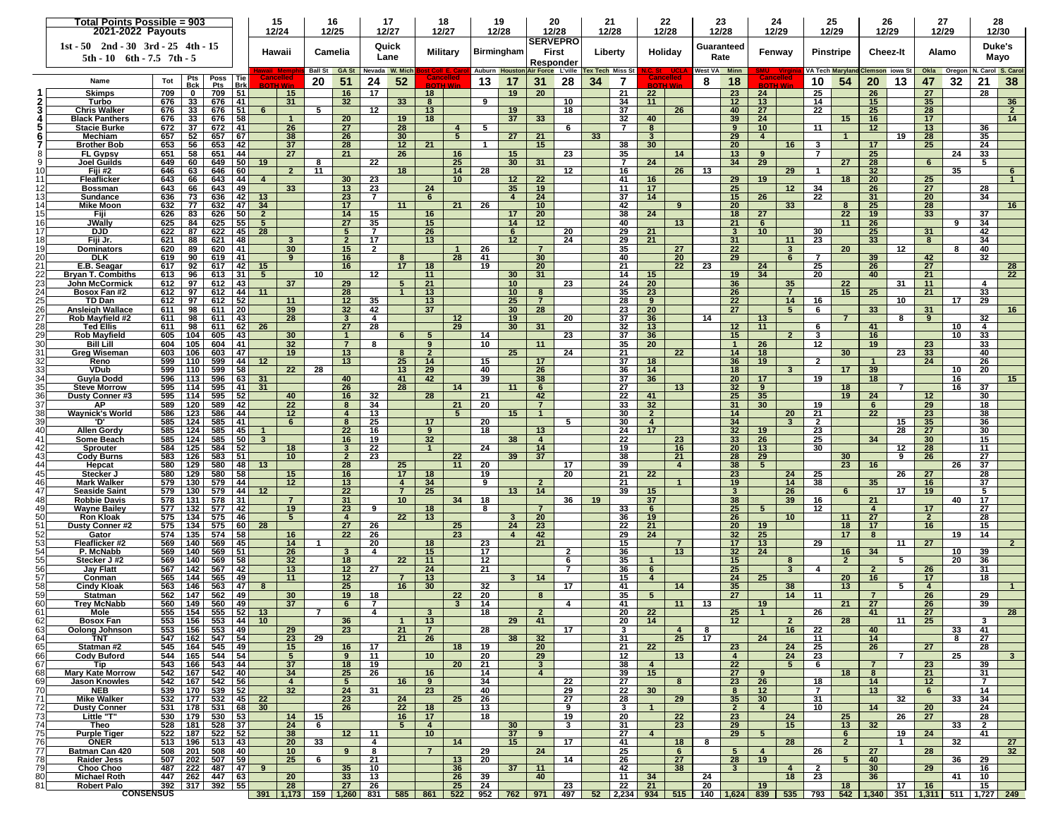**Total Points Possible = 903**

**2021-2022 Payouts**

1st - 50 2nd - 30 3rd - 25 4th - 15
5th - 10 6th - 7.5 7th - 5

| | | | | | | 15 12/24 Hawaii | | 16 12/25 Camelia | | 17 12/27 Quick Lane | | 18 12/27 Military | | 19 12/28 Birmingham | | 20 12/28 SERVEPRO First Responder | | 21 12/28 Liberty | | 22 12/28 Holiday | | 23 12/28 Guaranteed Rate | | 24 12/29 Fenway | | 25 12/29 Pinstripe | | 26 12/29 Cheez-It | | 27 12/29 Alamo | | 28 12/30 Duke's Mayo | |
|---|---|---|---|---|---|---|---|---|---|---|---|---|---|---|---|---|---|---|---|---|---|---|---|---|---|---|---|---|---|---|---|---|---|
| | | | | | | Hawaii | Memphis | Ball St | GA St | Nevada | W. Mich | Bost Coll | E. Carol | Auburn | Houston | Air Force | L'ville | Tex Tech | Miss St | N.C. St | UCLA | West VA | Minn | SMU | Virginia | VA Tech | Maryland | Clemson | Iowa St | Okla | Oregon | N. Carol | S. Carol |
| | Name | Tot | Pts Bck | Poss Pts | Tie Brk | Cancelled BOTH WIN | | 20 | 51 | 24 | 52 | Cancelled BOTH WIN | | 13 | 17 | 31 | 28 | 34 | 7 | Cancelled BOTH WIN | | 8 | 18 | Cancelled BOTH WIN | | 10 | 54 | 20 | 13 | 47 | 32 | 21 | 38 |
| 1 | Skimps | 709 | 0 | 709 | 51 | | 15 | | 16 | 17 | | 18 | | | 19 | 20 | | | 21 | 22 | | | 23 | 24 | | 25 | | 26 | | 27 | | 28 | |
| 2 | Turbo | 676 | 33 | 676 | 41 | | 31 | | 32 | | 33 | 8 | | 9 | | | 10 | | 34 | 11 | | | 12 | 13 | | 14 | | 15 | | 35 | | | 36 |
| 3 | Chris Walker | 676 | 33 | 676 | 51 | 6 | | 5 | | 12 | | 13 | | | 19 | | 18 | | 37 | | 26 | | 40 | 27 | | 22 | | 25 | | 28 | | | 2 |
| 4 | Black Panthers | 676 | 33 | 676 | 58 | | 1 | | 20 | | 19 | 18 | | | 37 | 33 | | | 32 | 40 | | | 39 | 24 | | | 15 | 16 | | 17 | | | 14 |
| 5 | Stacie Burke | 672 | 37 | 672 | 41 | | 26 | | 27 | | 28 | | 4 | 5 | | | 6 | | 7 | 8 | | | 9 | 10 | | 11 | | 12 | | 13 | | 36 | |
| 6 | Mechiam | 657 | 52 | 657 | 67 | | 38 | | 26 | | 30 | | 5 | | 27 | 21 | | 33 | | 3 | | | 29 | 4 | | | 1 | | 19 | 28 | | 35 | |
| 7 | Brother Bob | 653 | 56 | 653 | 42 | | 37 | | 28 | | 12 | 21 | | 1 | | 15 | | | 38 | 30 | | | 20 | | 16 | 3 | | 17 | | 25 | | 24 | |
| 8 | FL Gypsy | 651 | 58 | 651 | 44 | | 27 | | 21 | | 26 | | 16 | | 15 | | 23 | | 35 | | 14 | | 13 | 9 | | 7 | | 25 | | | 24 | 33 | |
| 9 | Joel Guilds | 649 | 60 | 649 | 50 | 19 | | 8 | | 22 | | | 25 | | 30 | 31 | | | 7 | 24 | | | 34 | 29 | | | 27 | 28 | | 6 | | 5 | |
| 10 | Fiji #2 | 646 | 63 | 646 | 60 | | 2 | 11 | | | 18 | | 14 | 28 | | | 12 | | 16 | | 26 | 13 | | | 29 | 1 | | 32 | | | 35 | | 6 |
| 11 | Fleaflicker | 643 | 66 | 643 | 44 | 4 | | | 30 | 23 | | | 10 | | 12 | 22 | | | 41 | 16 | | | 29 | 19 | | | 18 | 20 | | 25 | | | 1 |
| 12 | Bossman | 643 | 66 | 643 | 49 | | 33 | | 13 | 23 | | 24 | | | 35 | 19 | | | 11 | 17 | | | 25 | | 12 | 34 | | 26 | | 27 | | 28 | |
| 13 | Sundance | 636 | 73 | 636 | 42 | 13 | | | 23 | 7 | | 6 | | | 4 | 24 | | | 37 | 14 | | | 15 | 26 | | 22 | | 31 | | 20 | | 34 | |
| 14 | Mike Moon | 632 | 77 | 632 | 47 | 34 | | | 17 | | 11 | | 21 | 26 | | 10 | | | 42 | | 9 | | 20 | | 33 | | 8 | 25 | | 28 | | | 16 |
| 15 | Fiji | 626 | 83 | 626 | 50 | 2 | | | 14 | 15 | | 16 | | | 17 | 20 | | | 38 | 24 | | | 18 | 27 | | | 22 | 19 | | 33 | | 37 | |
| 16 | JWally | 625 | 84 | 625 | 55 | 5 | | | 27 | 35 | | 15 | | | 14 | 12 | | | 40 | | 13 | | 21 | 6 | | | 11 | 26 | | | 9 | 34 | |
| 17 | DJD | 622 | 87 | 622 | 45 | 28 | | | 5 | 7 | | 26 | | | 6 | | 20 | | 29 | 21 | | | 3 | 10 | | 30 | | 25 | | 31 | | 42 | |
| 18 | Fiji Jr. | 621 | 88 | 621 | 48 | | 3 | | 2 | 17 | | 13 | | | 12 | | 24 | | 29 | 21 | | | 31 | | 11 | 23 | | 33 | | 8 | | 34 | |
| 19 | Dominators | 620 | 89 | 620 | 41 | | 30 | | 15 | 2 | | | 1 | 26 | | 7 | | | 35 | | 27 | | 22 | | 3 | | 20 | | 12 | | 8 | 40 | |
| 20 | DLK | 619 | 90 | 619 | 41 | | 9 | | 16 | | 8 | | 28 | 41 | | 30 | | | 40 | | 20 | | 29 | | 6 | 7 | | 39 | | 42 | | 32 | |
| 21 | E.B. Seagar | 617 | 92 | 617 | 42 | 15 | | | 16 | | 17 | 18 | | 19 | | 20 | | | 21 | | 22 | 23 | | 24 | | 25 | | 26 | | 27 | | | 28 |
| 22 | Bryan T. Combiths | 613 | 96 | 613 | 31 | 5 | | 10 | | 12 | | 11 | | | 30 | 31 | | | 14 | 15 | | | 19 | 34 | | 20 | | 40 | | 21 | | | 22 |
| 23 | John McCormick | 612 | 97 | 612 | 43 | | 37 | | 29 | | 5 | 21 | | | 10 | | 23 | | 24 | 20 | | | 36 | | 35 | | 22 | | 31 | 11 | | 4 | |
| 24 | Bosox Fan #2 | 612 | 97 | 612 | 44 | 11 | | | 28 | | 1 | 13 | | | 10 | 8 | | | 35 | 23 | | | 26 | | 7 | | 15 | 25 | | 21 | | 33 | |
| 25 | TD Dan | 612 | 97 | 612 | 52 | | 11 | | 12 | 35 | | 13 | | | 25 | 7 | | | 28 | 9 | | | 22 | | 14 | 16 | | | 10 | | 17 | 29 | |
| 26 | Ansleigh Wallace | 611 | 98 | 611 | 20 | | 39 | | 32 | 42 | | 37 | | | 30 | 28 | | | 23 | 20 | | | 27 | | 5 | 6 | | 33 | | 31 | | | 16 |
| 27 | Rob Mayfield #2 | 611 | 98 | 611 | 43 | | 28 | | 3 | 4 | | | 12 | | 19 | | 20 | | 37 | 36 | | 14 | | 13 | | | 7 | | 8 | 9 | | 32 | |
| 28 | Ted Ellis | 611 | 98 | 611 | 62 | 26 | | | 27 | 28 | | | 29 | | 30 | 31 | | | 32 | 13 | | | 12 | 11 | | 6 | | 41 | | | 10 | 4 | |
| 29 | Rob Mayfield | 605 | 104 | 605 | 43 | | 30 | | 1 | | 6 | 5 | | 14 | | | 23 | | 37 | 36 | | | 15 | | 2 | 3 | | 16 | | | 10 | 33 | |
| 30 | Bill Lill | 604 | 105 | 604 | 41 | | 32 | | 7 | 8 | | 9 | | 10 | | 11 | | | 35 | 20 | | | 1 | 26 | | 12 | | 19 | | 23 | | 33 | |
| 31 | Greg Wiseman | 603 | 106 | 603 | 47 | | 19 | | 13 | | 8 | 2 | | | 25 | | 24 | | 21 | | 22 | | 14 | 18 | | | 30 | | 23 | 33 | | 40 | |
| 32 | Reno | 599 | 110 | 599 | 44 | 12 | | | 13 | | 25 | 14 | | 15 | | 17 | | | 37 | 18 | | | 36 | 19 | | 2 | | 1 | | 24 | | 26 | |
| 33 | VDub | 599 | 110 | 599 | 58 | | 22 | 28 | | | 13 | 29 | | 40 | | 26 | | | 36 | 14 | | | 18 | | 3 | | 17 | 39 | | | 10 | 20 | |
| 34 | Guyla Dodd | 596 | 113 | 596 | 63 | 31 | | | 40 | | 41 | 42 | | 39 | | 38 | | | 37 | 36 | | | 20 | 17 | | 19 | | 18 | | | 16 | | 15 |
| 35 | Steve Morrow | 595 | 114 | 595 | 41 | 31 | | | 26 | | 28 | | 14 | | 11 | 6 | | | 27 | | 13 | | 32 | 9 | | | 18 | | 7 | | 16 | 37 | |
| 36 | Dusty Conner #3 | 595 | 114 | 595 | 52 | | 40 | | 16 | 32 | | 28 | | 21 | | 42 | | | 22 | 41 | | | 25 | 35 | | | 19 | 24 | | 12 | | 30 | |
| 37 | AP | 589 | 120 | 589 | 42 | | 22 | | 8 | 34 | | | 21 | 20 | | 7 | | | 33 | 32 | | | 31 | 30 | | 19 | | 6 | | 29 | | 18 | |
| 38 | Waynick's World | 586 | 123 | 586 | 44 | | 12 | | 4 | 13 | | | 5 | | 15 | 1 | | | 30 | 2 | | | 14 | | 20 | 21 | | 22 | | 23 | | 38 | |
| 39 | 'D' | 585 | 124 | 585 | 41 | | 6 | | 8 | 25 | | 17 | | 20 | | | 5 | | 30 | 4 | | | 34 | | 3 | 2 | | | 15 | 35 | | 36 | |
| 40 | Allen Gordy | 585 | 124 | 585 | 45 | 1 | | | 22 | 16 | | 9 | | 18 | | 13 | | | 24 | 17 | | | 32 | 19 | | 23 | | | 28 | 27 | | 30 | |
| 41 | Some Beach | 585 | 124 | 585 | 50 | 3 | | | 16 | 19 | | 32 | | | 38 | 4 | | | 22 | | 23 | | 33 | 26 | | 25 | | 34 | | 30 | | 15 | |
| 42 | Sprouter | 584 | 125 | 584 | 52 | | 18 | | 3 | 22 | | 1 | | 24 | | 14 | | | 19 | | 16 | | 20 | 13 | | 30 | | | 12 | 28 | | 11 | |
| 43 | Cody Burns | 583 | 126 | 583 | 51 | | 10 | | 2 | 23 | | | 22 | | 39 | 37 | | | 38 | | 21 | | 28 | 29 | | | 30 | | 9 | 26 | | 27 | |
| 44 | Hepcat | 580 | 129 | 580 | 48 | 13 | | | 28 | | 25 | | 11 | 20 | | | 17 | | 39 | | 4 | | 38 | 5 | | | 23 | 16 | | | 26 | 37 | |
| 45 | Stecker J | 580 | 129 | 580 | 58 | | 15 | | 16 | | 17 | 18 | | 19 | | | 20 | | 21 | 22 | | | 23 | | 24 | 25 | | | 26 | 27 | | 28 | |
| 46 | Mark Walker | 579 | 130 | 579 | 44 | | 12 | | 13 | | 4 | 34 | | 9 | | 2 | | | 21 | | 1 | | 19 | | 14 | 38 | | 35 | | 16 | | 37 | |
| 47 | Seaside Saint | 579 | 130 | 579 | 44 | 12 | | | 22 | | 7 | 25 | | | 13 | 14 | | | 39 | 15 | | | 3 | | 26 | | 6 | | 17 | 19 | | 5 | |
| 48 | Robbie Davis | 578 | 131 | 578 | 31 | | 7 | | 31 | | 10 | | 34 | 18 | | | 36 | 19 | | 37 | | | 38 | | 39 | 16 | | 21 | | | 40 | 17 | |
| 49 | Wayne Bailey | 577 | 132 | 577 | 42 | | 19 | | 23 | 9 | | 18 | | 8 | | 7 | | | 33 | 6 | | | 25 | 5 | | 12 | | 4 | | 17 | | 27 | |
| 50 | Ron Kloak | 575 | 134 | 575 | 46 | | 5 | | 4 | | 22 | 13 | | | 3 | 20 | | | 36 | 19 | | | 26 | | 10 | | 11 | 27 | | 2 | | 28 | |
| 51 | Dusty Conner #2 | 575 | 134 | 575 | 60 | 28 | | | 27 | 26 | | | 25 | | 24 | 23 | | | 22 | 21 | | | 20 | 19 | | | 18 | 17 | | 16 | | 15 | |
| 52 | Gator | 574 | 135 | 574 | 58 | | 16 | | 22 | 26 | | | 23 | | 4 | 42 | | | 29 | 24 | | | 32 | 25 | | | 17 | 8 | | | 19 | 14 | |
| 53 | Fleaflicker #2 | 569 | 140 | 569 | 45 | | 14 | 1 | | 20 | | 18 | | 23 | | 21 | | | 15 | | 7 | | 17 | 13 | | 29 | | | 11 | 27 | | | 2 |
| 54 | P. McNabb | 569 | 140 | 569 | 51 | | 26 | | 3 | 4 | | 15 | | 17 | | | 2 | | 36 | | 13 | | 32 | 24 | | | 16 | 34 | | | 10 | 39 | |
| 55 | Stecker J #2 | 569 | 140 | 569 | 58 | | 32 | | 18 | | 22 | 11 | | 12 | | | 6 | | 35 | 1 | | | 15 | | 8 | | 2 | | 5 | | 20 | 36 | |
| 56 | Jay Flatt | 567 | 142 | 567 | 42 | | 13 | | 12 | 27 | | 24 | | 21 | | | 7 | | 36 | 6 | | | 25 | | 3 | 4 | | 2 | | 26 | | 31 | |
| 57 | Conman | 565 | 144 | 565 | 49 | | 11 | | 12 | | 7 | 13 | | | 3 | 14 | | | 15 | 4 | | | 24 | 25 | | | 20 | 16 | | 17 | | 18 | |
| 58 | Cindy Kloak | 563 | 146 | 563 | 47 | 8 | | | 25 | | 16 | 30 | | 32 | | | 17 | | 41 | | 14 | | 35 | | 38 | | 13 | | 5 | 4 | | | 1 |
| 59 | Statman | 562 | 147 | 562 | 49 | | 30 | | 19 | 18 | | | 22 | 20 | | 8 | | | 35 | 5 | | | 27 | | 14 | 11 | | 7 | | 26 | | 29 | |
| 60 | Trey McNabb | 560 | 149 | 560 | 49 | | 37 | | 6 | 7 | | | 3 | 14 | | | 4 | | 41 | | 11 | 13 | | 19 | | | 21 | 27 | | 26 | | 39 | |
| 61 | Mole | 555 | 154 | 555 | 52 | 13 | | 7 | | 4 | | 3 | | 18 | | 2 | | | 20 | 22 | | | 25 | 1 | | 26 | | 41 | | 27 | | | 28 |
| 62 | Bosox Fan | 553 | 156 | 553 | 44 | 10 | | | 36 | | 1 | 13 | | | 29 | 41 | | | 20 | 14 | | | 12 | | 2 | | 28 | | 11 | 25 | | 3 | |
| 63 | Oolong Johnson | 553 | 156 | 553 | 49 | | 29 | | 23 | | 21 | 7 | | 28 | | | 17 | | 3 | | 4 | 8 | | | 16 | 22 | | 40 | | | 33 | 41 | |
| 64 | TNT | 547 | 162 | 547 | 54 | | 23 | 29 | | | 21 | 26 | | | 38 | 32 | | | 31 | | 25 | 17 | | 24 | | 11 | | 14 | | | 8 | 27 | |
| 65 | Statman #2 | 545 | 164 | 545 | 49 | | 15 | | 16 | 17 | | | 18 | 19 | | 20 | | | 21 | 22 | | | 23 | | 24 | 25 | | 26 | | 27 | | 28 | |
| 66 | Cody Buford | 544 | 165 | 544 | 54 | | 5 | | 9 | 11 | | 10 | | 20 | | 29 | | | 12 | | 13 | | 4 | | 24 | 23 | | | 7 | | 25 | | 3 |
| 67 | Tip | 543 | 166 | 543 | 44 | | 37 | | 18 | 19 | | | 20 | 21 | | 3 | | | 38 | 4 | | | 22 | | 5 | 6 | | 7 | | 23 | | 39 | |
| 68 | Mary Kate Morrow | 542 | 167 | 542 | 40 | | 34 | | 25 | 26 | | 16 | | 14 | | 4 | | | 39 | 15 | | | 27 | 9 | | | 18 | 8 | | 21 | | 31 | |
| 69 | Jason Knowles | 542 | 167 | 542 | 56 | | 4 | | 5 | | 16 | 9 | | 34 | | | 22 | | 27 | | 8 | | 23 | 26 | | 18 | | 14 | | 12 | | 7 | |
| 70 | NEB | 539 | 170 | 539 | 52 | | 32 | | 24 | 31 | | 23 | | 40 | | | 29 | | 22 | 30 | | | 8 | 12 | | 7 | | 13 | | 6 | | 14 | |
| 71 | Mike Walker | 532 | 177 | 532 | 45 | 22 | | | 23 | | 24 | | 25 | 26 | | | 27 | | 28 | | 29 | | 35 | 30 | | 31 | | | 32 | | 33 | 34 | |
| 72 | Dusty Conner | 531 | 178 | 531 | 68 | 30 | | | 26 | | 22 | 18 | | 13 | | | 9 | | 3 | 1 | | | 2 | 4 | | 10 | | 14 | | 20 | | 24 | |
| 73 | Little "T" | 530 | 179 | 530 | 53 | | 14 | 15 | | | 16 | 17 | | 18 | | | 19 | | 20 | | 22 | | 23 | | 24 | | 25 | | 26 | 27 | | 28 | |
| 74 | Theo | 528 | 181 | 528 | 37 | | 24 | 6 | | | 5 | 4 | | | 30 | | 3 | | 31 | | 23 | | 29 | | 15 | | 13 | 32 | | | 33 | 2 | |
| 75 | Purple Tiger | 522 | 187 | 522 | 52 | | 38 | | 12 | 11 | | 10 | | | 37 | 9 | | | 27 | 4 | | | 29 | 5 | | | 6 | | 19 | 24 | | 41 | |
| 76 | ONER | 513 | 196 | 513 | 43 | | 20 | 33 | | 4 | | | 14 | | 15 | | 17 | | 41 | | 18 | 8 | | | 28 | | 2 | | 1 | | 32 | | 27 |
| 77 | Batman Can 420 | 508 | 201 | 508 | 40 | | 10 | | 9 | 8 | | 7 | | 29 | | 24 | | | 25 | | 6 | | 5 | 4 | | 26 | | 27 | | 28 | | | 32 |
| 78 | Raider Jess | 507 | 202 | 507 | 59 | | 25 | 6 | | 21 | | | 13 | 20 | | | 14 | | 26 | | 27 | | 28 | 19 | | | 5 | 40 | | | 36 | 29 | |
| 79 | Choo Choo | 487 | 222 | 487 | 47 | 9 | | | 35 | 10 | | | 36 | | 37 | 11 | | | 42 | | 38 | | 3 | | 4 | 2 | | 30 | | 29 | | 16 | |
| 80 | Michael Roth | 447 | 262 | 447 | 63 | | 20 | | 33 | 13 | | | 26 | 39 | | 40 | | | 11 | 34 | | 24 | | | 18 | 23 | | 36 | | | 41 | 10 | |
| 81 | Robert Palo | 392 | 317 | 392 | 55 | | 28 | | 27 | 26 | | | 25 | 24 | | | 23 | | 22 | 21 | | 20 | | 19 | | | 18 | | 17 | 16 | | 15 | |
| | CONSENSUS | | | | | 391 | 1,173 | 159 | 1,260 | 831 | 585 | 861 | 522 | 952 | 762 | 971 | 497 | 52 | 2,234 | 934 | 515 | 140 | 1,624 | 839 | 535 | 793 | 542 | 1,340 | 351 | 1,311 | 511 | 1,727 | 249 |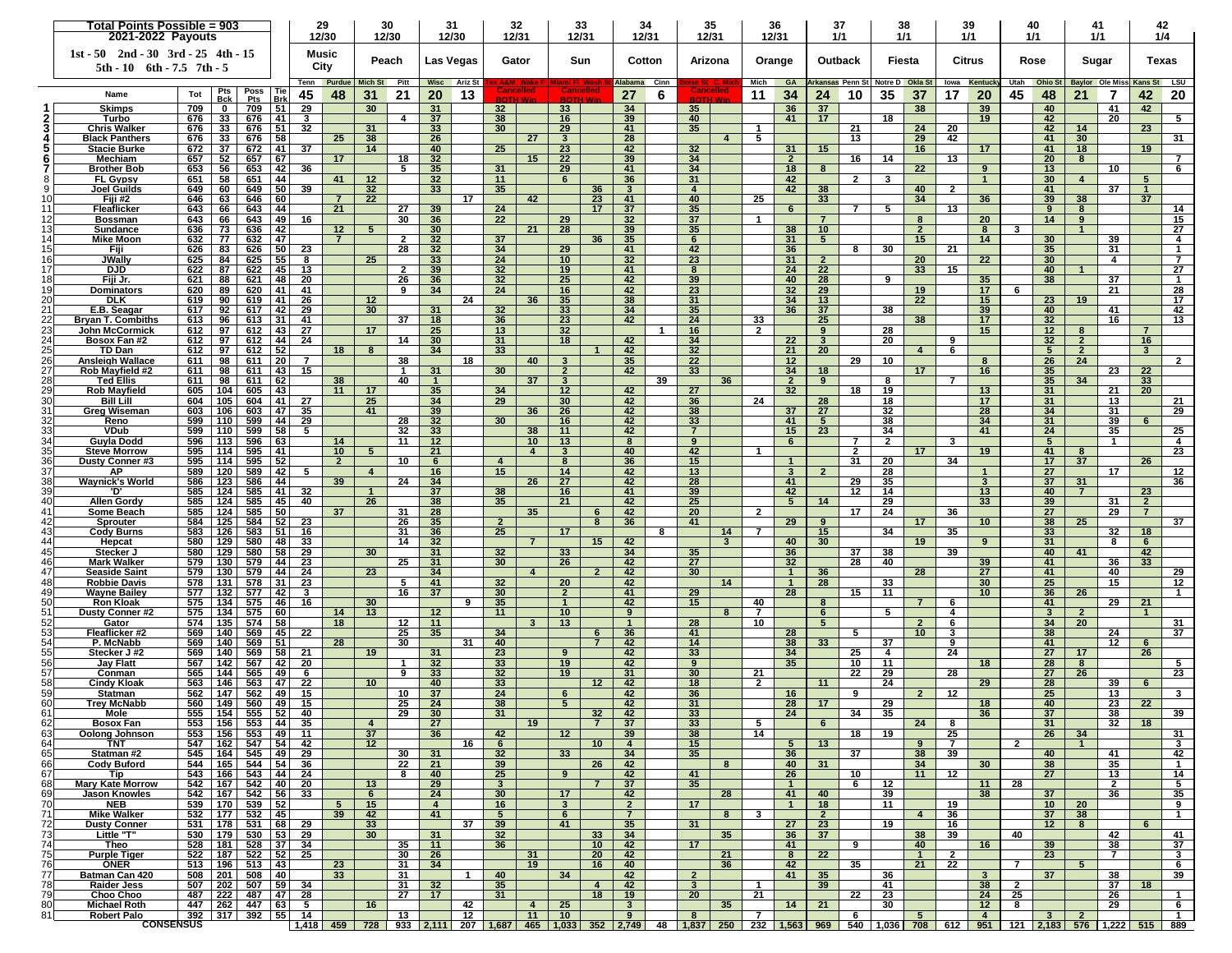**Total Points Possible = 903**

**2021-2022 Payouts**

1st - 50  2nd - 30  3rd - 25  4th - 15
5th - 10  6th - 7.5  7th - 5

| | | | | | | 29 12/30 Music City | | 30 12/30 Peach | | 31 12/30 Las Vegas | | 32 12/31 Gator | | 33 12/31 Sun | | 34 12/31 Cotton | | 35 12/31 Arizona | | 36 12/31 Orange | | 37 1/1 Outback | | 38 1/1 Fiesta | | 39 1/1 Citrus | | 40 1/1 Rose | | 41 1/1 Sugar | | 42 1/4 Texas | |
|---|---|---|---|---|---|---|---|---|---|---|---|---|---|---|---|---|---|---|---|---|---|---|---|---|---|---|---|---|---|---|---|---|---|
| | | | | | | Tenn | Purdue | Mich St | Pitt | Wisc | Ariz St | Tex A&M | Wake F | Miami Fl | Wash St | Alabama | Cinn | Boise St | C. Mich | Mich | GA | Arkansas | Penn St | Notre D | Okla St | Iowa | Kentucky | Utah | Ohio St | Baylor | Ole Miss | Kans St | LSU |
| | | | | | | 45 | 48 | 31 | 21 | 20 | 13 | Cancelled BOTH Win | | Cancelled BOTH Win | | 27 | 6 | Cancelled BOTH Win | | 11 | 34 | 24 | 10 | 35 | 37 | 17 | 20 | 45 | 48 | 21 | 7 | 42 | 20 |
| | Name | Tot | Pts Bck | Poss Pts | Tie Brk | | | | | | | | | | | | | | | | | | | | | | | | | | | | |
| 1 | Skimps | 709 | 0 | 709 | 51 | 29 | | 30 | | 31 | | 32 | | 33 | | 34 | | 35 | | | 36 | 37 | | | 38 | | 39 | | 40 | | 41 | 42 | |
| 2 | Turbo | 676 | 33 | 676 | 41 | 3 | | | 4 | 37 | | 38 | | 16 | | 39 | | 40 | | | 41 | 17 | | 18 | | | 19 | | 42 | | 20 | | 5 |
| 3 | Chris Walker | 676 | 33 | 676 | 51 | 32 | | 31 | | 33 | | 30 | | 29 | | 41 | | 35 | | 1 | | | | 21 | 24 | 20 | | | 42 | 14 | | 23 | |
| 4 | Black Panthers | 676 | 33 | 676 | 58 | | 25 | 38 | | 26 | | | 27 | 3 | | 28 | | | 4 | 5 | | | | 13 | 29 | 42 | | | 41 | 30 | | | 31 |
| 5 | Stacie Burke | 672 | 37 | 672 | 41 | 37 | | 14 | | 40 | | 25 | | 23 | | 42 | | 38 | | | 31 | 15 | | | 16 | | 17 | | 41 | 18 | | 19 | |
| 6 | Mechiam | 657 | 52 | 657 | 67 | | 17 | | 18 | 32 | | | 15 | 22 | | 39 | | 34 | | | 2 | | 16 | 14 | | 13 | | | 20 | 8 | | | 7 |
| 7 | Brother Bob | 653 | 56 | 653 | 42 | 36 | | | 5 | 35 | | 31 | | 29 | | 41 | | 34 | | | 18 | 8 | | | 22 | | 9 | | 13 | | 10 | | 6 |
| 8 | FL Gypsy | 651 | 58 | 651 | 44 | | 41 | 12 | | 32 | | 11 | | 6 | | 36 | | 31 | | | 42 | | 2 | 3 | | | 1 | | 30 | 4 | | 5 | |
| 9 | Joel Guilds | 649 | 60 | 649 | 50 | 39 | | 32 | | 33 | | 35 | | | 36 | 3 | | 4 | | | 42 | 38 | | | 40 | 2 | | | 41 | | 37 | 1 | |
| 10 | Fiji #2 | 646 | 63 | 646 | 60 | | 7 | 22 | | | 17 | | 42 | | 23 | 41 | | 40 | | 25 | | 33 | | | 34 | | 36 | | 39 | 38 | | 37 | |
| 11 | Fleaflicker | 643 | 66 | 643 | 44 | | 21 | | 27 | 39 | | 24 | | | 17 | 37 | | 35 | | | 6 | | 7 | 5 | | 13 | | | 9 | 8 | | | 14 |
| 12 | Bossman | 643 | 66 | 643 | 49 | 16 | | | 30 | 36 | | 22 | | 29 | | 32 | | 37 | | 1 | | 7 | | | 8 | | 20 | | 14 | 9 | | | 15 |
| 13 | Sundance | 636 | 73 | 636 | 42 | | 12 | 5 | | 30 | | | 21 | 28 | | 39 | | 35 | | | 38 | 10 | | | 2 | | 8 | 3 | | 1 | | | 27 |
| 14 | Mike Moon | 632 | 77 | 632 | 47 | | 7 | | 2 | 32 | | 37 | | | 36 | 35 | | 6 | | | 31 | 5 | | | 15 | | 14 | | 30 | | 39 | | 4 |
| 15 | Fiji | 626 | 83 | 626 | 50 | 23 | | | 28 | 32 | | 34 | | 29 | | 41 | | 42 | | | 36 | | 8 | 30 | | 21 | | | 35 | | 31 | | 1 |
| 16 | JWally | 625 | 84 | 625 | 55 | 8 | | 25 | | 33 | | 24 | | 10 | | 32 | | 23 | | | 31 | 2 | | | 20 | | 22 | | 30 | | 4 | | 7 |
| 17 | DJD | 622 | 87 | 622 | 45 | 13 | | | 2 | 39 | | 32 | | 19 | | 41 | | 8 | | | 24 | 22 | | | 33 | 15 | | | 40 | 1 | | | 27 |
| 18 | Fiji Jr. | 621 | 88 | 621 | 48 | 20 | | | 26 | 36 | | 32 | | 25 | | 42 | | 39 | | | 40 | 28 | | 9 | | | 35 | | 38 | | 37 | | 1 |
| 19 | Dominators | 620 | 89 | 620 | 41 | 41 | | | 9 | 34 | | 24 | | 16 | | 42 | | 23 | | | 32 | 29 | | | 19 | | 17 | 6 | | | 21 | | 28 |
| 20 | DLK | 619 | 90 | 619 | 41 | 26 | | 12 | | | 24 | | 36 | | 35 | 38 | | 31 | | | 34 | 13 | | | 22 | | 15 | | 23 | 19 | | | 17 |
| 21 | E.B. Seagar | 617 | 92 | 617 | 42 | 29 | | 30 | | 31 | | 32 | | 33 | | 34 | | 35 | | | 36 | 37 | | 38 | | | 39 | | 40 | | 41 | | 42 |
| 22 | Bryan T. Combiths | 613 | 96 | 613 | 31 | 41 | | | 37 | 18 | | 36 | | 23 | | 42 | | 24 | | 33 | | 25 | | | 38 | | 17 | | 32 | | 16 | | 13 |
| 23 | John McCormick | 612 | 97 | 612 | 43 | 27 | | 17 | | 25 | | 13 | | 32 | | | 1 | 16 | | 2 | | 9 | | 28 | | | 15 | | 12 | 8 | | 7 | |
| 24 | Bosox Fan #2 | 612 | 97 | 612 | 44 | 24 | | | 14 | 30 | | 31 | | 18 | | 42 | | 34 | | | 22 | 3 | | 20 | | 9 | | | 32 | 2 | | 16 | |
| 25 | TD Dan | 612 | 97 | 612 | 52 | | 18 | 8 | | 34 | | 33 | | | 1 | 42 | | 32 | | | 21 | 20 | | | 4 | 6 | | | 5 | 2 | | 3 | |
| 26 | Ansleigh Wallace | 611 | 98 | 611 | 20 | 7 | | | 38 | | 18 | | 40 | 3 | | 35 | | 22 | | | 12 | | 29 | 10 | | | 8 | | 26 | 24 | | | 2 |
| 27 | Rob Mayfield #2 | 611 | 98 | 611 | 43 | 15 | | | 1 | 31 | | 30 | | 2 | | 42 | | 33 | | | 34 | 18 | | | 17 | | 16 | | 35 | | 23 | 22 | |
| 28 | Ted Ellis | 611 | 98 | 611 | 62 | | 38 | | 40 | 1 | | | 37 | 3 | | | 39 | | 36 | | 2 | 9 | | 8 | | 7 | | | 35 | 34 | | 33 | |
| 29 | Rob Mayfield | 605 | 104 | 605 | 43 | | 11 | 17 | | 35 | | 34 | | 12 | | 42 | | 27 | | | 32 | | 18 | 19 | | | 13 | | 31 | | 21 | 20 | |
| 30 | Bill Lill | 604 | 105 | 604 | 41 | 27 | | 25 | | 34 | | 29 | | 30 | | 42 | | 36 | | 24 | | 28 | | 18 | | | 17 | | 31 | | 13 | | 21 |
| 31 | Greg Wiseman | 603 | 106 | 603 | 47 | 35 | | 41 | | 39 | | | 36 | 26 | | 42 | | 38 | | | 37 | 27 | | 32 | | | 28 | | 34 | | 31 | | 29 |
| 32 | Reno | 599 | 110 | 599 | 44 | 29 | | | 28 | 32 | | 30 | | 16 | | 42 | | 33 | | | 41 | 5 | | 38 | | | 34 | | 31 | | 39 | 6 | |
| 33 | VDub | 599 | 110 | 599 | 58 | 5 | | | 32 | 33 | | | 38 | 11 | | 42 | | 7 | | | 15 | 23 | | 34 | | | 41 | | 24 | | 35 | | 25 |
| 34 | Guyla Dodd | 596 | 113 | 596 | 63 | | 14 | | 11 | 12 | | | 10 | 13 | | 8 | | 9 | | | 6 | | 7 | 2 | | 3 | | | 5 | | 1 | | 4 |
| 35 | Steve Morrow | 595 | 114 | 595 | 41 | | 10 | 5 | | 21 | | | 4 | 3 | | 40 | | 42 | | 1 | | | 2 | | 17 | | 19 | | 41 | 8 | | | 23 |
| 36 | Dusty Conner #3 | 595 | 114 | 595 | 52 | | 2 | | 10 | 6 | | 4 | | 8 | | 36 | | 15 | | | 1 | | 31 | 20 | | 34 | | | 17 | 37 | | 26 | |
| 37 | AP | 589 | 120 | 589 | 42 | 5 | | 4 | | 16 | | 15 | | 14 | | 42 | | 13 | | | 3 | 2 | | 28 | | | 1 | | 27 | | 17 | | 12 |
| 38 | Waynick's World | 586 | 123 | 586 | 44 | | 39 | | 24 | 34 | | | 26 | 27 | | 42 | | 28 | | | 41 | | 29 | 35 | | | 3 | | 37 | 31 | | | 36 |
| 39 | 'D' | 585 | 124 | 585 | 41 | 32 | | 1 | | 37 | | 38 | | 16 | | 41 | | 39 | | | 42 | | 12 | 14 | | | 13 | | 40 | 7 | | 23 | |
| 40 | Allen Gordy | 585 | 124 | 585 | 45 | 40 | | 26 | | 38 | | 35 | | 21 | | 42 | | 25 | | | 5 | 14 | | 29 | | | 33 | | 39 | | 31 | 2 | |
| 41 | Some Beach | 585 | 124 | 585 | 50 | | 37 | | 31 | 28 | | | 35 | | 6 | 42 | | 20 | | 2 | | | 17 | 24 | | 36 | | | 27 | | 29 | 7 | |
| 42 | Sprouter | 584 | 125 | 584 | 52 | 23 | | | 26 | 35 | | 2 | | | 8 | 36 | | 41 | | | 29 | 9 | | | 17 | | 10 | | 38 | 25 | | | 37 |
| 43 | Cody Burns | 583 | 126 | 583 | 51 | 16 | | | 31 | 36 | | 25 | | 17 | | | 8 | | 14 | 7 | | 15 | | 34 | | 35 | | | 33 | | 32 | 18 | |
| 44 | Hepcat | 580 | 129 | 580 | 48 | 33 | | | 14 | 32 | | | 7 | | 15 | 42 | | | 3 | | 40 | 30 | | | 19 | | 9 | | 31 | | 8 | 6 | |
| 45 | Stecker J | 580 | 129 | 580 | 58 | 29 | | 30 | | 31 | | 32 | | 33 | | 34 | | 35 | | | 36 | | 37 | 38 | | 39 | | | 40 | 41 | | 42 | |
| 46 | Mark Walker | 579 | 130 | 579 | 44 | 23 | | | 25 | 31 | | 30 | | 26 | | 42 | | 27 | | | 32 | | 28 | 40 | | | 39 | | 41 | | 36 | 33 | |
| 47 | Seaside Saint | 579 | 130 | 579 | 44 | 24 | | 23 | | 34 | | | 4 | | 2 | 42 | | 30 | | | 1 | 36 | | | 28 | | 27 | | 41 | | 40 | | 29 |
| 48 | Robbie Davis | 578 | 131 | 578 | 31 | 23 | | | 5 | 41 | | 32 | | 20 | | 42 | | | 14 | | 1 | 28 | | 33 | | | 30 | | 25 | | 15 | | 12 |
| 49 | Wayne Bailey | 577 | 132 | 577 | 42 | 3 | | | 16 | 37 | | 30 | | 2 | | 41 | | 29 | | | 28 | | 15 | 11 | | | 10 | | 36 | 26 | | | 1 |
| 50 | Ron Kloak | 575 | 134 | 575 | 46 | 16 | | 30 | | | 9 | 35 | | 1 | | 42 | | 15 | | 40 | | 8 | | | 7 | 6 | | | 41 | | 29 | 21 | |
| 51 | Dusty Conner #2 | 575 | 134 | 575 | 60 | | 14 | 13 | | 12 | | 11 | | 10 | | 9 | | | 8 | 7 | | 6 | | 5 | | 4 | | | 3 | 2 | | 1 | |
| 52 | Gator | 574 | 135 | 574 | 58 | | 18 | | 12 | 11 | | | 3 | 13 | | 1 | | 28 | | 10 | | 5 | | | 2 | 6 | | | 34 | 20 | | | 31 |
| 53 | Fleaflicker #2 | 569 | 140 | 569 | 45 | 22 | | | 25 | 35 | | 34 | | | 6 | 36 | | 41 | | | 28 | | 5 | | 10 | 3 | | | 38 | | 24 | | 37 |
| 54 | P. McNabb | 569 | 140 | 569 | 51 | | 28 | | 30 | | 31 | 40 | | | 7 | 42 | | 14 | | | 38 | 33 | | 37 | | 9 | | | 41 | | 12 | 6 | |
| 55 | Stecker J #2 | 569 | 140 | 569 | 58 | 21 | | 19 | | 31 | | 23 | | 9 | | 42 | | 33 | | | 34 | | 25 | 4 | | 24 | | | 27 | 17 | | 26 | |
| 56 | Jay Flatt | 567 | 142 | 567 | 42 | 20 | | | 1 | 32 | | 33 | | 19 | | 42 | | 9 | | | 35 | | 10 | 11 | | | 18 | | 28 | 8 | | | 5 |
| 57 | Conman | 565 | 144 | 565 | 49 | 6 | | | 9 | 33 | | 32 | | 19 | | 31 | | 30 | | 21 | | | 22 | 29 | | 28 | | | 27 | 26 | | | 23 |
| 58 | Cindy Kloak | 563 | 146 | 563 | 47 | 22 | | 10 | | 40 | | 33 | | | 12 | 42 | | 18 | | 2 | | 11 | | 24 | | | 29 | | 28 | | 39 | 6 | |
| 59 | Statman | 562 | 147 | 562 | 49 | 15 | | | 10 | 37 | | 24 | | 6 | | 42 | | 36 | | | 16 | | 9 | | 2 | 12 | | | 25 | | 13 | | 3 |
| 60 | Trey McNabb | 560 | 149 | 560 | 49 | 15 | | | 25 | 24 | | 38 | | 5 | | 42 | | 31 | | | 28 | 17 | | 29 | | | 18 | | 40 | | 23 | 22 | |
| 61 | Mole | 555 | 154 | 555 | 52 | 40 | | | 29 | 30 | | 31 | | | 32 | 42 | | 33 | | | 24 | | 34 | 35 | | | 36 | | 37 | | 38 | | 39 |
| 62 | Bosox Fan | 553 | 156 | 553 | 44 | 35 | | 4 | | 27 | | | 19 | | 7 | 37 | | 33 | | 5 | | 6 | | | 24 | 8 | | | 31 | | 32 | 18 | |
| 63 | Oolong Johnson | 553 | 156 | 553 | 49 | 11 | | 37 | | 36 | | 42 | | 12 | | 39 | | 38 | | 14 | | | 18 | 19 | | 25 | | | 26 | 34 | | | 31 |
| 64 | TNT | 547 | 162 | 547 | 54 | 42 | | 12 | | | 16 | 6 | | | 10 | 4 | | 15 | | | 5 | 13 | | | 9 | 7 | | 2 | | 1 | | | 3 |
| 65 | Statman #2 | 545 | 164 | 545 | 49 | 29 | | | 30 | 31 | | 32 | | 33 | | 34 | | 35 | | | 36 | | 37 | | 38 | 39 | | | 40 | | 41 | | 42 |
| 66 | Cody Buford | 544 | 165 | 544 | 54 | 36 | | 22 | | 21 | | 39 | | | 26 | 42 | | | 8 | | 40 | 31 | | | 34 | | 30 | | 38 | | 35 | | 1 |
| 67 | Tip | 543 | 166 | 543 | 44 | 24 | | | 8 | 40 | | 25 | | 9 | | 42 | | 41 | | | 26 | | 10 | | 11 | 12 | | | 27 | | 13 | | 14 |
| 68 | Mary Kate Morrow | 542 | 167 | 542 | 40 | 20 | | 13 | | 29 | | 3 | | | 7 | 37 | | 35 | | | 1 | | 6 | 12 | | | 11 | 28 | | | 2 | | 5 |
| 69 | Jason Knowles | 542 | 167 | 542 | 56 | 33 | | 6 | | 24 | | 30 | | 17 | | 42 | | | 28 | | 41 | 40 | | 39 | | | 38 | | 37 | | 36 | | 35 |
| 70 | NEB | 539 | 170 | 539 | 52 | | 5 | 15 | | 4 | | 16 | | 3 | | 2 | | 17 | | | 1 | 18 | | 11 | | 19 | | | 10 | 20 | | | 9 |
| 71 | Mike Walker | 532 | 177 | 532 | 45 | | 39 | 42 | | 41 | | 5 | | 6 | | 7 | | | 8 | 3 | | 2 | | | 4 | 36 | | | 37 | 38 | | | 1 |
| 72 | Dusty Conner | 531 | 178 | 531 | 68 | 29 | | 33 | | | 37 | 39 | | 41 | | 35 | | 31 | | | 27 | 23 | | 19 | | 16 | | | 12 | 8 | | 6 | |
| 73 | Little "T" | 530 | 179 | 530 | 53 | 29 | | 30 | | 31 | | 32 | | | 33 | 34 | | | 35 | | 36 | 37 | | | 38 | 39 | | 40 | | | 42 | | 41 |
| 74 | Theo | 528 | 181 | 528 | 37 | 34 | | | 35 | 11 | | 36 | | | 10 | 42 | | 17 | | | 41 | | 9 | | 40 | | 16 | | 39 | | 38 | | 37 |
| 75 | Purple Tiger | 522 | 187 | 522 | 52 | 25 | | | 30 | 26 | | | 31 | | 20 | 42 | | | 21 | | 8 | 22 | | | 1 | 2 | | | 23 | | 7 | | 3 |
| 76 | ONER | 513 | 196 | 513 | 43 | | 23 | | 31 | 34 | | | 19 | | 16 | 40 | | | 36 | | 42 | | 35 | | 21 | 22 | | 7 | | 5 | | | 6 |
| 77 | Batman Can 420 | 508 | 201 | 508 | 40 | | 33 | | 31 | | 1 | 40 | | 34 | | 42 | | 2 | | | 41 | 35 | | 36 | | | 3 | | 37 | | 38 | | 39 |
| 78 | Raider Jess | 507 | 202 | 507 | 59 | 34 | | | 31 | 32 | | 35 | | | 4 | 42 | | 3 | | 1 | | 39 | | 41 | | | 38 | 2 | | | 37 | 18 | |
| 79 | Choo Choo | 487 | 222 | 487 | 47 | 28 | | | 27 | 17 | | 31 | | | 18 | 19 | | 20 | | 21 | | | 22 | 23 | | | 24 | 25 | | | 26 | | 1 |
| 80 | Michael Roth | 447 | 262 | 447 | 63 | 5 | | 16 | | | 42 | | 4 | 25 | | 3 | | | 35 | | 14 | 21 | | 30 | | | 12 | 8 | | | 29 | | 6 |
| 81 | Robert Palo | 392 | 317 | 392 | 55 | 14 | | | 13 | 12 | | | 11 | 10 | | 9 | | 8 | | 7 | | | 6 | | 5 | | 4 | | 3 | 2 | | | 1 |
| | CONSENSUS | | | | | 1,418 | 459 | 728 | 933 | 2,111 | 207 | 1,687 | 465 | 1,033 | 352 | 2,749 | 48 | 1,837 | 250 | 232 | 1,563 | 969 | 540 | 1,036 | 708 | 612 | 951 | 121 | 2,183 | 576 | 1,222 | 515 | 889 |